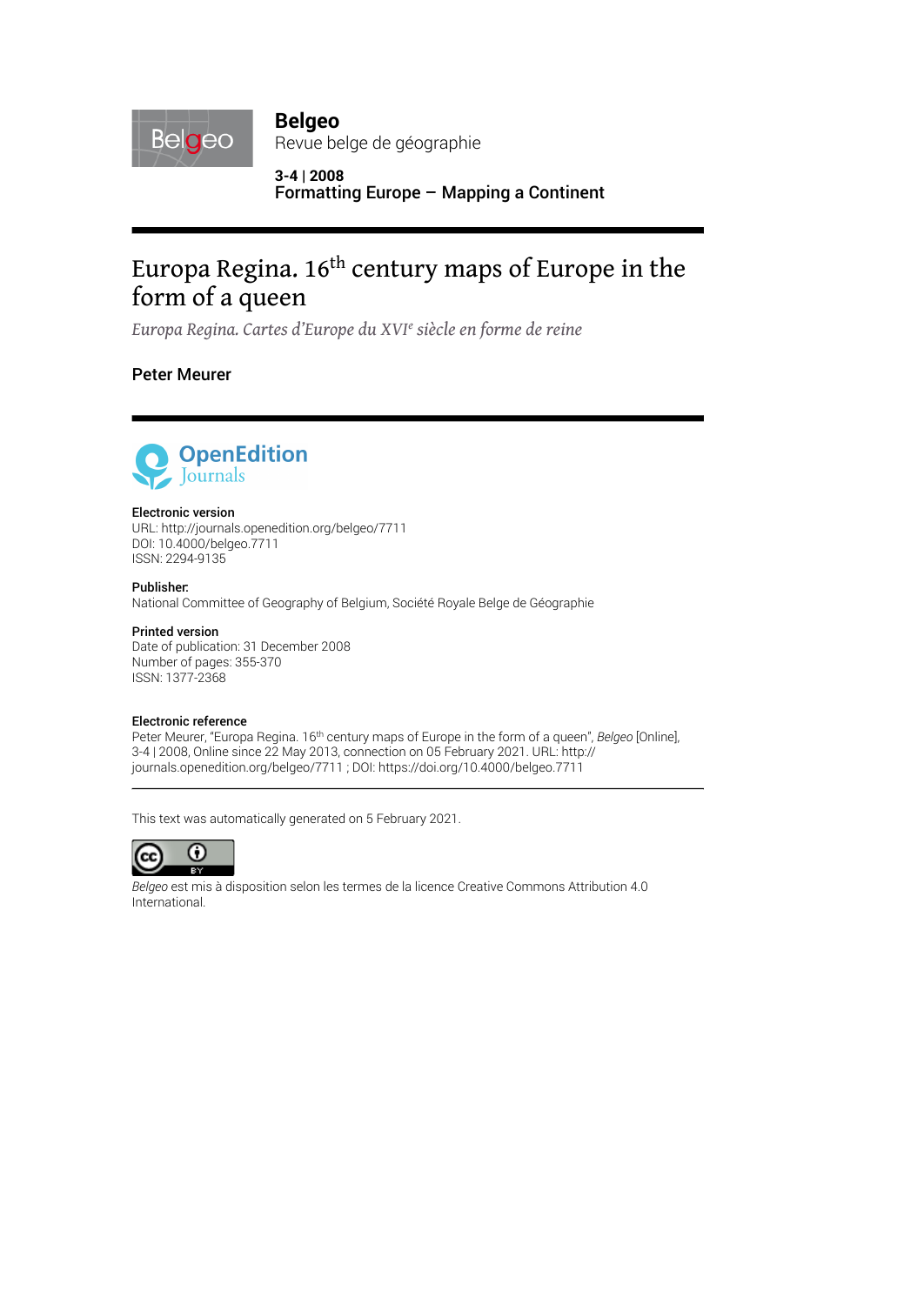**Belgeo**
Revue belge de géographie

**3-4 | 2008**
**Formatting Europe – Mapping a Continent**

# Europa Regina. 16th century maps of Europe in the form of a queen

*Europa Regina. Cartes d'Europe du XVI*e *siècle en forme de reine*

**Peter Meurer**

**Electronic version**
URL: http://journals.openedition.org/belgeo/7711
DOI: 10.4000/belgeo.7711
ISSN: 2294-9135

**Publisher**
National Committee of Geography of Belgium, Société Royale Belge de Géographie

**Printed version**
Date of publication: 31 December 2008
Number of pages: 355-370
ISSN: 1377-2368

**Electronic reference**
Peter Meurer, "Europa Regina. 16th century maps of Europe in the form of a queen", *Belgeo* [Online], 3-4 | 2008, Online since 22 May 2013, connection on 05 February 2021. URL: http://journals.openedition.org/belgeo/7711 ; DOI: https://doi.org/10.4000/belgeo.7711

---

This text was automatically generated on 5 February 2021.

*Belgeo* est mis à disposition selon les termes de la licence Creative Commons Attribution 4.0 International.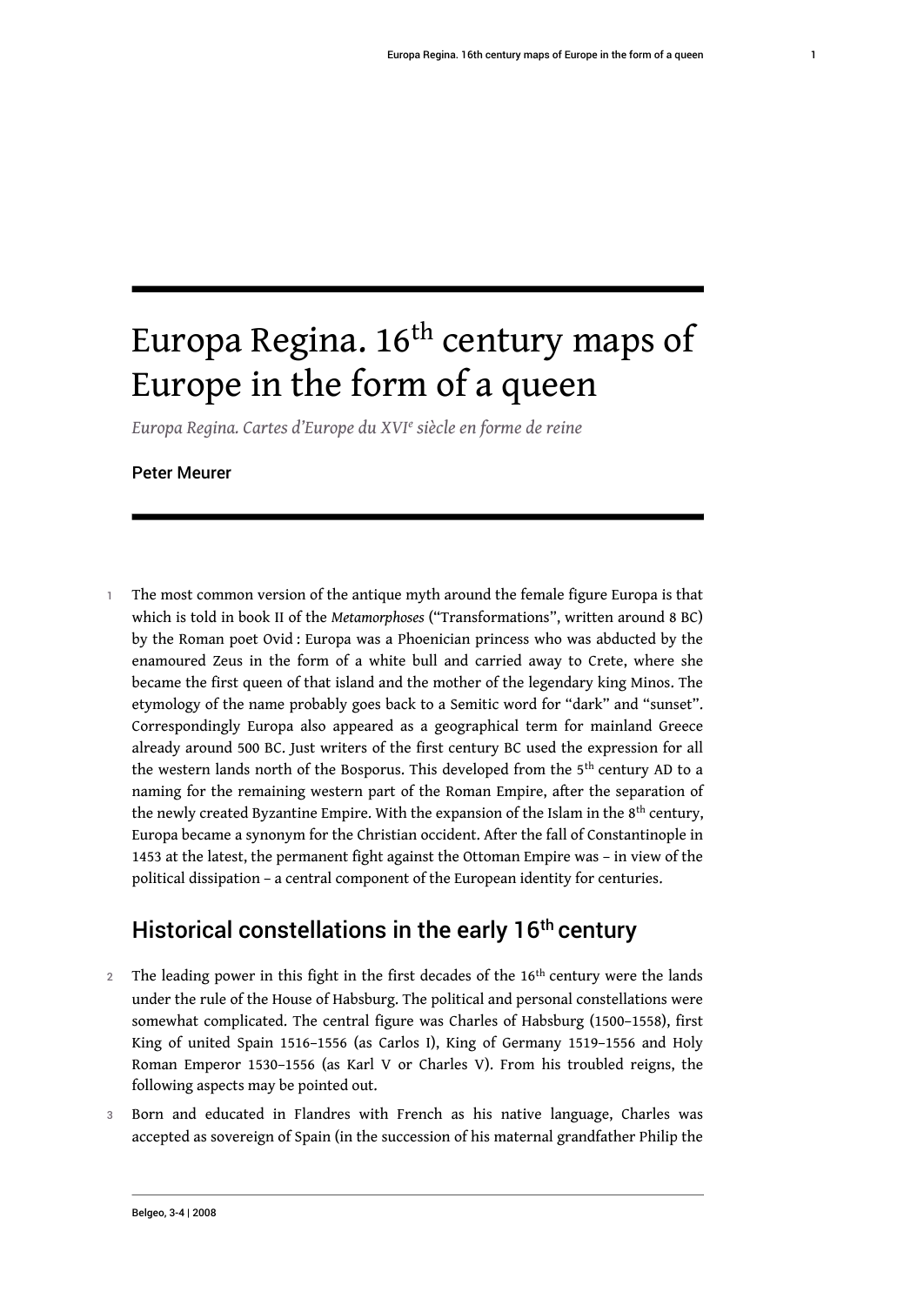# Europa Regina. 16th century maps of Europe in the form of a queen

*Europa Regina. Cartes d'Europe du XVI^e siècle en forme de reine*

Peter Meurer

1 The most common version of the antique myth around the female figure Europa is that which is told in book II of the *Metamorphoses* ("Transformations", written around 8 BC) by the Roman poet Ovid : Europa was a Phoenician princess who was abducted by the enamoured Zeus in the form of a white bull and carried away to Crete, where she became the first queen of that island and the mother of the legendary king Minos. The etymology of the name probably goes back to a Semitic word for "dark" and "sunset". Correspondingly Europa also appeared as a geographical term for mainland Greece already around 500 BC. Just writers of the first century BC used the expression for all the western lands north of the Bosporus. This developed from the 5th century AD to a naming for the remaining western part of the Roman Empire, after the separation of the newly created Byzantine Empire. With the expansion of the Islam in the 8th century, Europa became a synonym for the Christian occident. After the fall of Constantinople in 1453 at the latest, the permanent fight against the Ottoman Empire was – in view of the political dissipation – a central component of the European identity for centuries.

## Historical constellations in the early 16th century

2 The leading power in this fight in the first decades of the 16th century were the lands under the rule of the House of Habsburg. The political and personal constellations were somewhat complicated. The central figure was Charles of Habsburg (1500–1558), first King of united Spain 1516–1556 (as Carlos I), King of Germany 1519–1556 and Holy Roman Emperor 1530–1556 (as Karl V or Charles V). From his troubled reigns, the following aspects may be pointed out.

3 Born and educated in Flandres with French as his native language, Charles was accepted as sovereign of Spain (in the succession of his maternal grandfather Philip the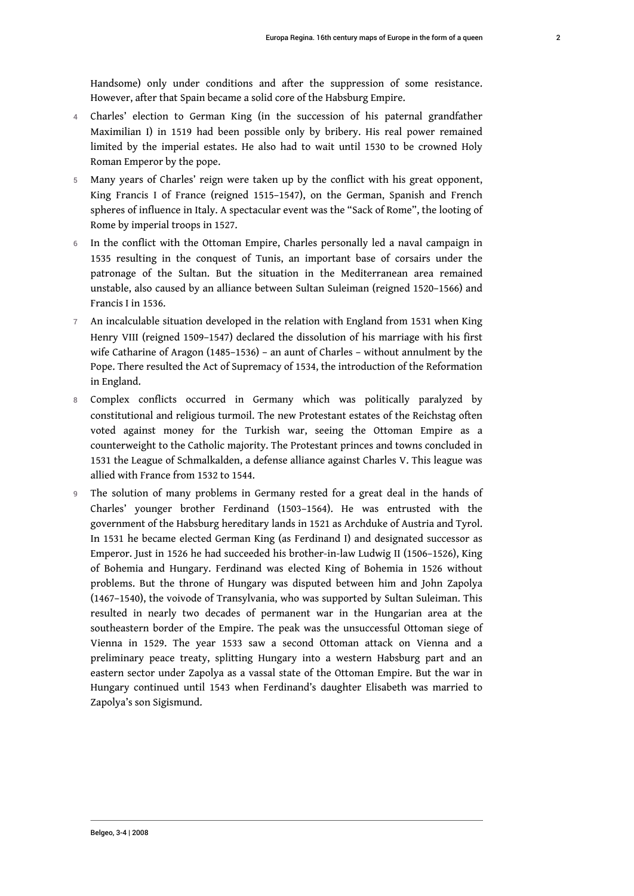Handsome) only under conditions and after the suppression of some resistance. However, after that Spain became a solid core of the Habsburg Empire.

4 Charles' election to German King (in the succession of his paternal grandfather Maximilian I) in 1519 had been possible only by bribery. His real power remained limited by the imperial estates. He also had to wait until 1530 to be crowned Holy Roman Emperor by the pope.

5 Many years of Charles' reign were taken up by the conflict with his great opponent, King Francis I of France (reigned 1515–1547), on the German, Spanish and French spheres of influence in Italy. A spectacular event was the "Sack of Rome", the looting of Rome by imperial troops in 1527.

6 In the conflict with the Ottoman Empire, Charles personally led a naval campaign in 1535 resulting in the conquest of Tunis, an important base of corsairs under the patronage of the Sultan. But the situation in the Mediterranean area remained unstable, also caused by an alliance between Sultan Suleiman (reigned 1520–1566) and Francis I in 1536.

7 An incalculable situation developed in the relation with England from 1531 when King Henry VIII (reigned 1509–1547) declared the dissolution of his marriage with his first wife Catharine of Aragon (1485–1536) – an aunt of Charles – without annulment by the Pope. There resulted the Act of Supremacy of 1534, the introduction of the Reformation in England.

8 Complex conflicts occurred in Germany which was politically paralyzed by constitutional and religious turmoil. The new Protestant estates of the Reichstag often voted against money for the Turkish war, seeing the Ottoman Empire as a counterweight to the Catholic majority. The Protestant princes and towns concluded in 1531 the League of Schmalkalden, a defense alliance against Charles V. This league was allied with France from 1532 to 1544.

9 The solution of many problems in Germany rested for a great deal in the hands of Charles' younger brother Ferdinand (1503–1564). He was entrusted with the government of the Habsburg hereditary lands in 1521 as Archduke of Austria and Tyrol. In 1531 he became elected German King (as Ferdinand I) and designated successor as Emperor. Just in 1526 he had succeeded his brother-in-law Ludwig II (1506–1526), King of Bohemia and Hungary. Ferdinand was elected King of Bohemia in 1526 without problems. But the throne of Hungary was disputed between him and John Zapolya (1467–1540), the voivode of Transylvania, who was supported by Sultan Suleiman. This resulted in nearly two decades of permanent war in the Hungarian area at the southeastern border of the Empire. The peak was the unsuccessful Ottoman siege of Vienna in 1529. The year 1533 saw a second Ottoman attack on Vienna and a preliminary peace treaty, splitting Hungary into a western Habsburg part and an eastern sector under Zapolya as a vassal state of the Ottoman Empire. But the war in Hungary continued until 1543 when Ferdinand's daughter Elisabeth was married to Zapolya's son Sigismund.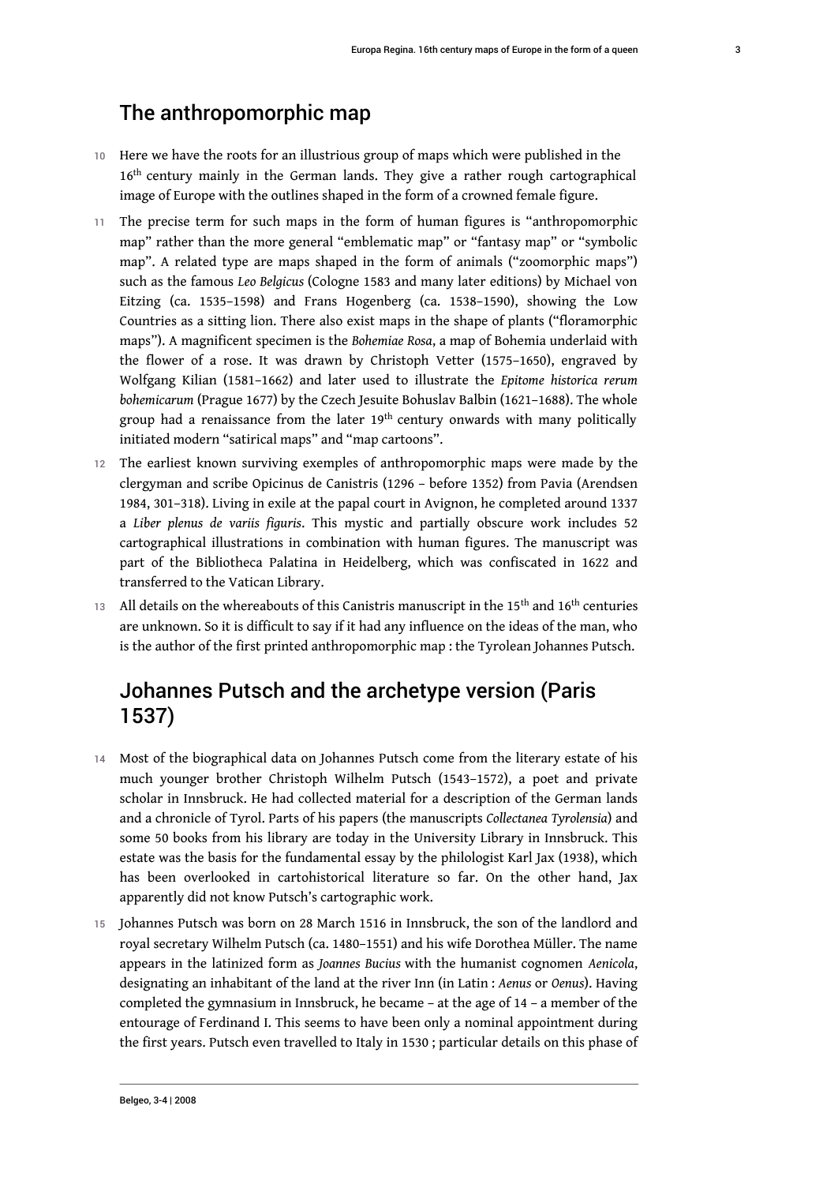## The anthropomorphic map

10 Here we have the roots for an illustrious group of maps which were published in the 16th century mainly in the German lands. They give a rather rough cartographical image of Europe with the outlines shaped in the form of a crowned female figure.

11 The precise term for such maps in the form of human figures is "anthropomorphic map" rather than the more general "emblematic map" or "fantasy map" or "symbolic map". A related type are maps shaped in the form of animals ("zoomorphic maps") such as the famous *Leo Belgicus* (Cologne 1583 and many later editions) by Michael von Eitzing (ca. 1535–1598) and Frans Hogenberg (ca. 1538–1590), showing the Low Countries as a sitting lion. There also exist maps in the shape of plants ("floramorphic maps"). A magnificent specimen is the *Bohemiae Rosa*, a map of Bohemia underlaid with the flower of a rose. It was drawn by Christoph Vetter (1575–1650), engraved by Wolfgang Kilian (1581–1662) and later used to illustrate the *Epitome historica rerum bohemicarum* (Prague 1677) by the Czech Jesuite Bohuslav Balbin (1621–1688). The whole group had a renaissance from the later 19th century onwards with many politically initiated modern "satirical maps" and "map cartoons".

12 The earliest known surviving exemples of anthropomorphic maps were made by the clergyman and scribe Opicinus de Canistris (1296 – before 1352) from Pavia (Arendsen 1984, 301–318). Living in exile at the papal court in Avignon, he completed around 1337 a *Liber plenus de variis figuris*. This mystic and partially obscure work includes 52 cartographical illustrations in combination with human figures. The manuscript was part of the Bibliotheca Palatina in Heidelberg, which was confiscated in 1622 and transferred to the Vatican Library.

13 All details on the whereabouts of this Canistris manuscript in the 15th and 16th centuries are unknown. So it is difficult to say if it had any influence on the ideas of the man, who is the author of the first printed anthropomorphic map : the Tyrolean Johannes Putsch.

## Johannes Putsch and the archetype version (Paris 1537)

14 Most of the biographical data on Johannes Putsch come from the literary estate of his much younger brother Christoph Wilhelm Putsch (1543–1572), a poet and private scholar in Innsbruck. He had collected material for a description of the German lands and a chronicle of Tyrol. Parts of his papers (the manuscripts *Collectanea Tyrolensia*) and some 50 books from his library are today in the University Library in Innsbruck. This estate was the basis for the fundamental essay by the philologist Karl Jax (1938), which has been overlooked in cartohistorical literature so far. On the other hand, Jax apparently did not know Putsch's cartographic work.

15 Johannes Putsch was born on 28 March 1516 in Innsbruck, the son of the landlord and royal secretary Wilhelm Putsch (ca. 1480–1551) and his wife Dorothea Müller. The name appears in the latinized form as *Joannes Bucius* with the humanist cognomen *Aenicola*, designating an inhabitant of the land at the river Inn (in Latin : *Aenus* or *Oenus*). Having completed the gymnasium in Innsbruck, he became – at the age of 14 – a member of the entourage of Ferdinand I. This seems to have been only a nominal appointment during the first years. Putsch even travelled to Italy in 1530 ; particular details on this phase of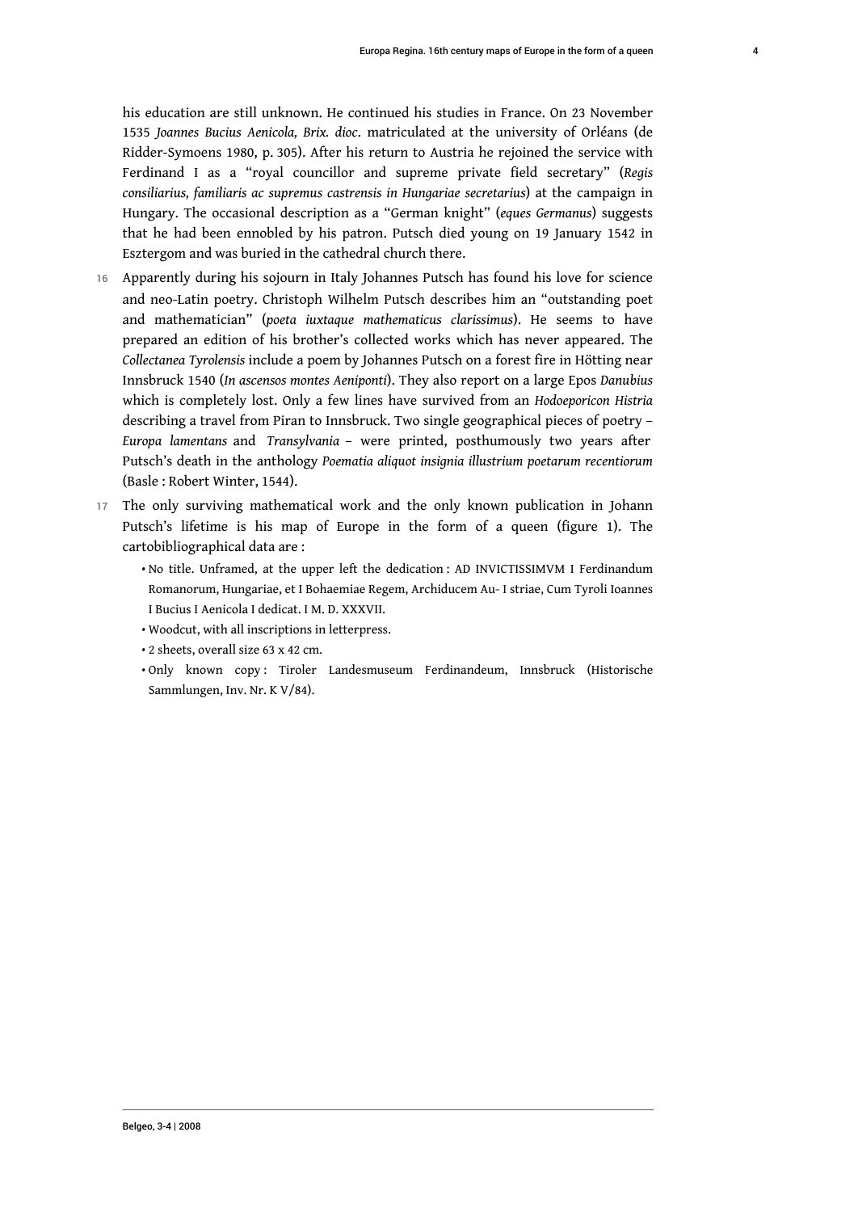his education are still unknown. He continued his studies in France. On 23 November 1535 *Joannes Bucius Aenicola, Brix. dioc*. matriculated at the university of Orléans (de Ridder-Symoens 1980, p. 305). After his return to Austria he rejoined the service with Ferdinand I as a "royal councillor and supreme private field secretary" (*Regis consiliarius, familiaris ac supremus castrensis in Hungariae secretarius*) at the campaign in Hungary. The occasional description as a "German knight" (*eques Germanus*) suggests that he had been ennobled by his patron. Putsch died young on 19 January 1542 in Esztergom and was buried in the cathedral church there.

16 Apparently during his sojourn in Italy Johannes Putsch has found his love for science and neo-Latin poetry. Christoph Wilhelm Putsch describes him an "outstanding poet and mathematician" (*poeta iuxtaque mathematicus clarissimus*). He seems to have prepared an edition of his brother's collected works which has never appeared. The *Collectanea Tyrolensis* include a poem by Johannes Putsch on a forest fire in Hötting near Innsbruck 1540 (*In ascensos montes Aeniponti*). They also report on a large Epos *Danubius* which is completely lost. Only a few lines have survived from an *Hodoeporicon Histria* describing a travel from Piran to Innsbruck. Two single geographical pieces of poetry – *Europa lamentans* and *Transylvania* – were printed, posthumously two years after Putsch's death in the anthology *Poematia aliquot insignia illustrium poetarum recentiorum* (Basle : Robert Winter, 1544).

17 The only surviving mathematical work and the only known publication in Johann Putsch's lifetime is his map of Europe in the form of a queen (figure 1). The cartobibliographical data are :

- No title. Unframed, at the upper left the dedication : AD INVICTISSIMVM I Ferdinandum Romanorum, Hungariae, et I Bohaemiae Regem, Archiducem Au- I striae, Cum Tyroli Ioannes I Bucius I Aenicola I dedicat. I M. D. XXXVII.
- Woodcut, with all inscriptions in letterpress.
- 2 sheets, overall size 63 x 42 cm.
- Only known copy : Tiroler Landesmuseum Ferdinandeum, Innsbruck (Historische Sammlungen, Inv. Nr. K V/84).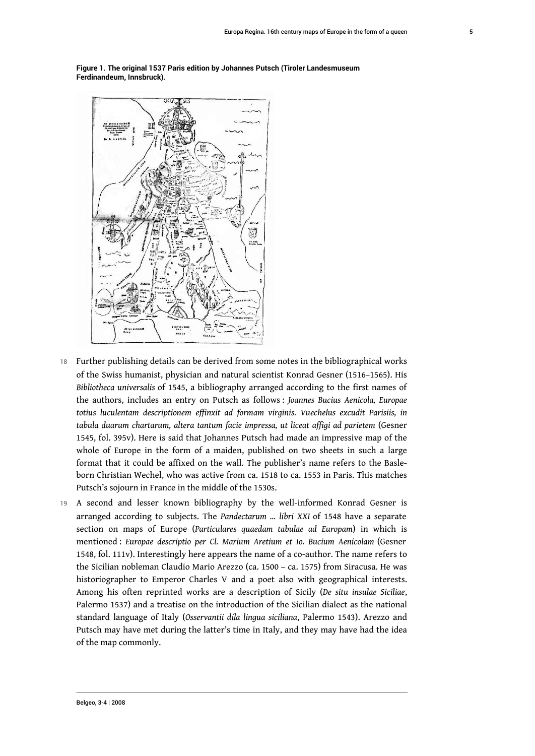**Figure 1. The original 1537 Paris edition by Johannes Putsch (Tiroler Landesmuseum Ferdinandeum, Innsbruck).**

18 Further publishing details can be derived from some notes in the bibliographical works of the Swiss humanist, physician and natural scientist Konrad Gesner (1516–1565). His *Bibliotheca universalis* of 1545, a bibliography arranged according to the first names of the authors, includes an entry on Putsch as follows : *Joannes Bucius Aenicola, Europae totius luculentam descriptionem effinxit ad formam virginis. Vuechelus excudit Parisiis, in tabula duarum chartarum, altera tantum facie impressa, ut liceat affigi ad parietem* (Gesner 1545, fol. 395v). Here is said that Johannes Putsch had made an impressive map of the whole of Europe in the form of a maiden, published on two sheets in such a large format that it could be affixed on the wall. The publisher's name refers to the Basle-born Christian Wechel, who was active from ca. 1518 to ca. 1553 in Paris. This matches Putsch's sojourn in France in the middle of the 1530s.

19 A second and lesser known bibliography by the well-informed Konrad Gesner is arranged according to subjects. The *Pandectarum … libri XXI* of 1548 have a separate section on maps of Europe (*Particulares quaedam tabulae ad Europam*) in which is mentioned : *Europae descriptio per Cl. Marium Aretium et Io. Bucium Aenicolam* (Gesner 1548, fol. 111v). Interestingly here appears the name of a co-author. The name refers to the Sicilian nobleman Claudio Mario Arezzo (ca. 1500 – ca. 1575) from Siracusa. He was historiographer to Emperor Charles V and a poet also with geographical interests. Among his often reprinted works are a description of Sicily (*De situ insulae Siciliae*, Palermo 1537) and a treatise on the introduction of the Sicilian dialect as the national standard language of Italy (*Osservantii dila lingua siciliana*, Palermo 1543). Arezzo and Putsch may have met during the latter's time in Italy, and they may have had the idea of the map commonly.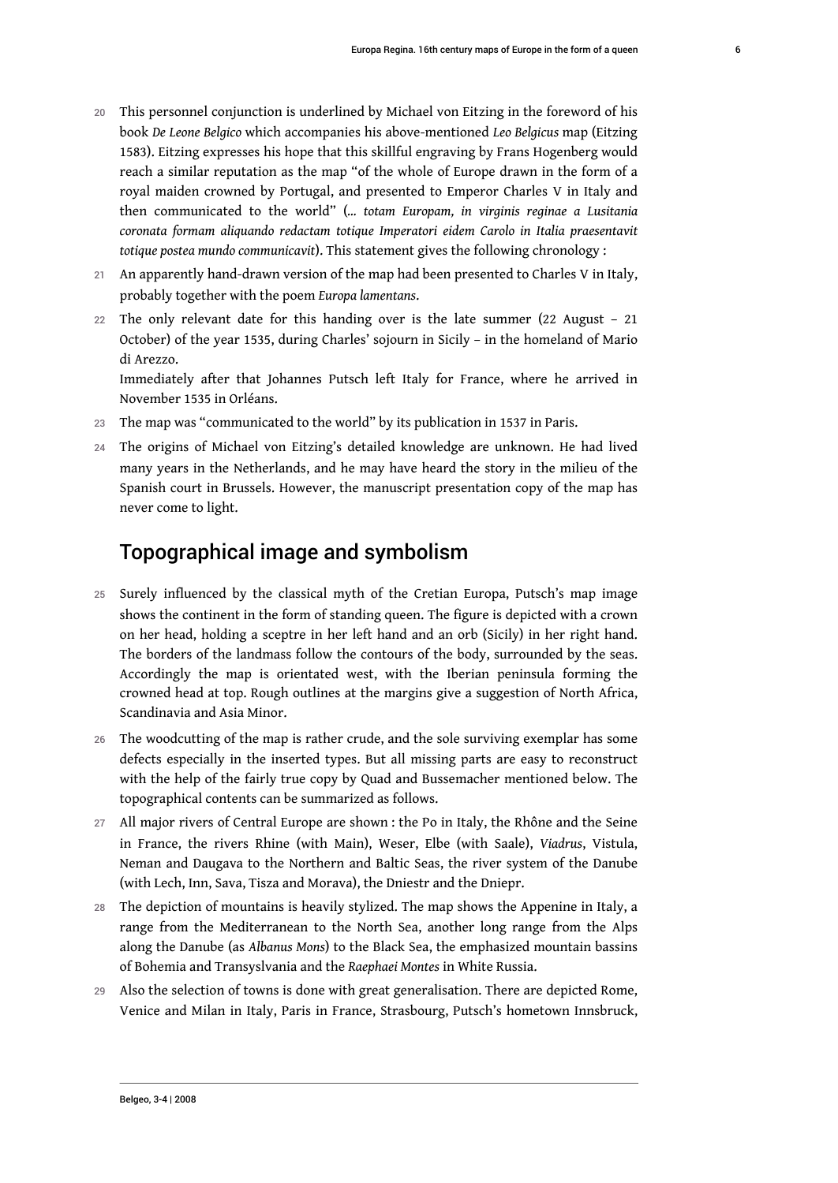20 This personnel conjunction is underlined by Michael von Eitzing in the foreword of his book *De Leone Belgico* which accompanies his above-mentioned *Leo Belgicus* map (Eitzing 1583). Eitzing expresses his hope that this skillful engraving by Frans Hogenberg would reach a similar reputation as the map "of the whole of Europe drawn in the form of a royal maiden crowned by Portugal, and presented to Emperor Charles V in Italy and then communicated to the world" (*... totam Europam, in virginis reginae a Lusitania coronata formam aliquando redactam totique Imperatori eidem Carolo in Italia praesentavit totique postea mundo communicavit*). This statement gives the following chronology :

21 An apparently hand-drawn version of the map had been presented to Charles V in Italy, probably together with the poem *Europa lamentans*.

22 The only relevant date for this handing over is the late summer (22 August – 21 October) of the year 1535, during Charles' sojourn in Sicily – in the homeland of Mario di Arezzo.
Immediately after that Johannes Putsch left Italy for France, where he arrived in November 1535 in Orléans.

23 The map was "communicated to the world" by its publication in 1537 in Paris.

24 The origins of Michael von Eitzing's detailed knowledge are unknown. He had lived many years in the Netherlands, and he may have heard the story in the milieu of the Spanish court in Brussels. However, the manuscript presentation copy of the map has never come to light.

## Topographical image and symbolism

25 Surely influenced by the classical myth of the Cretian Europa, Putsch's map image shows the continent in the form of standing queen. The figure is depicted with a crown on her head, holding a sceptre in her left hand and an orb (Sicily) in her right hand. The borders of the landmass follow the contours of the body, surrounded by the seas. Accordingly the map is orientated west, with the Iberian peninsula forming the crowned head at top. Rough outlines at the margins give a suggestion of North Africa, Scandinavia and Asia Minor.

26 The woodcutting of the map is rather crude, and the sole surviving exemplar has some defects especially in the inserted types. But all missing parts are easy to reconstruct with the help of the fairly true copy by Quad and Bussemacher mentioned below. The topographical contents can be summarized as follows.

27 All major rivers of Central Europe are shown : the Po in Italy, the Rhône and the Seine in France, the rivers Rhine (with Main), Weser, Elbe (with Saale), *Viadrus*, Vistula, Neman and Daugava to the Northern and Baltic Seas, the river system of the Danube (with Lech, Inn, Sava, Tisza and Morava), the Dniestr and the Dniepr.

28 The depiction of mountains is heavily stylized. The map shows the Appenine in Italy, a range from the Mediterranean to the North Sea, another long range from the Alps along the Danube (as *Albanus Mons*) to the Black Sea, the emphasized mountain bassins of Bohemia and Transyslvania and the *Raephaei Montes* in White Russia.

29 Also the selection of towns is done with great generalisation. There are depicted Rome, Venice and Milan in Italy, Paris in France, Strasbourg, Putsch's hometown Innsbruck,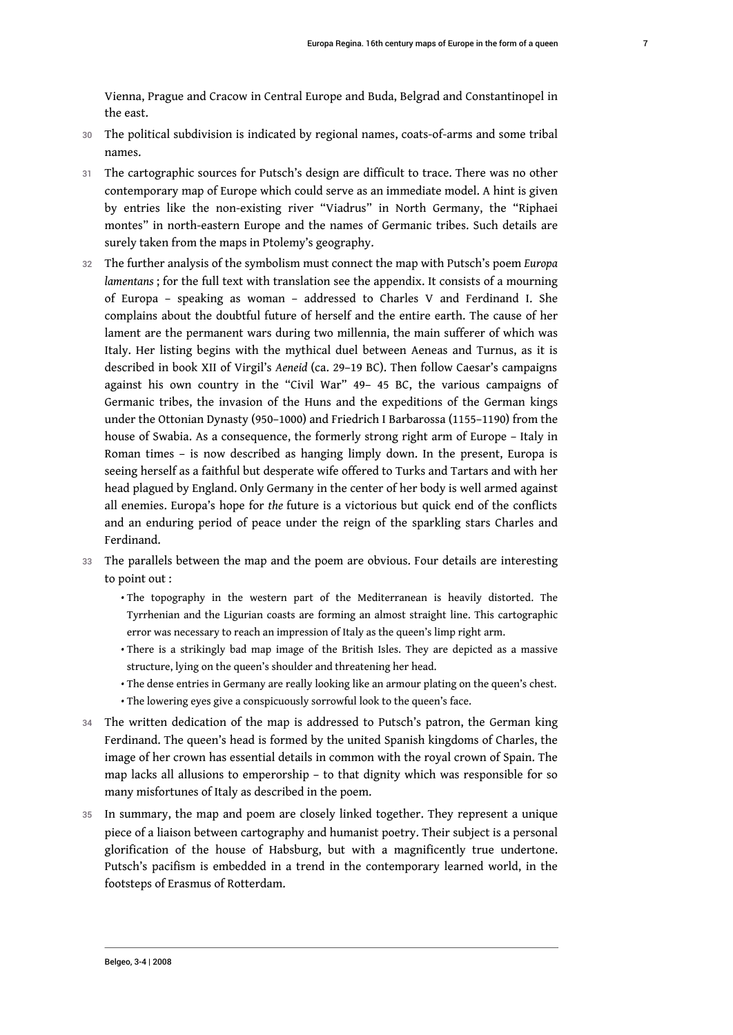Vienna, Prague and Cracow in Central Europe and Buda, Belgrad and Constantinopel in the east.

30 The political subdivision is indicated by regional names, coats-of-arms and some tribal names.

31 The cartographic sources for Putsch's design are difficult to trace. There was no other contemporary map of Europe which could serve as an immediate model. A hint is given by entries like the non-existing river "Viadrus" in North Germany, the "Riphaei montes" in north-eastern Europe and the names of Germanic tribes. Such details are surely taken from the maps in Ptolemy's geography.

32 The further analysis of the symbolism must connect the map with Putsch's poem *Europa lamentans* ; for the full text with translation see the appendix. It consists of a mourning of Europa – speaking as woman – addressed to Charles V and Ferdinand I. She complains about the doubtful future of herself and the entire earth. The cause of her lament are the permanent wars during two millennia, the main sufferer of which was Italy. Her listing begins with the mythical duel between Aeneas and Turnus, as it is described in book XII of Virgil's *Aeneid* (ca. 29–19 BC). Then follow Caesar's campaigns against his own country in the "Civil War" 49– 45 BC, the various campaigns of Germanic tribes, the invasion of the Huns and the expeditions of the German kings under the Ottonian Dynasty (950–1000) and Friedrich I Barbarossa (1155–1190) from the house of Swabia. As a consequence, the formerly strong right arm of Europe – Italy in Roman times – is now described as hanging limply down. In the present, Europa is seeing herself as a faithful but desperate wife offered to Turks and Tartars and with her head plagued by England. Only Germany in the center of her body is well armed against all enemies. Europa's hope for *the* future is a victorious but quick end of the conflicts and an enduring period of peace under the reign of the sparkling stars Charles and Ferdinand.

33 The parallels between the map and the poem are obvious. Four details are interesting to point out :

- The topography in the western part of the Mediterranean is heavily distorted. The Tyrrhenian and the Ligurian coasts are forming an almost straight line. This cartographic error was necessary to reach an impression of Italy as the queen's limp right arm.
- There is a strikingly bad map image of the British Isles. They are depicted as a massive structure, lying on the queen's shoulder and threatening her head.
- The dense entries in Germany are really looking like an armour plating on the queen's chest.
- The lowering eyes give a conspicuously sorrowful look to the queen's face.

34 The written dedication of the map is addressed to Putsch's patron, the German king Ferdinand. The queen's head is formed by the united Spanish kingdoms of Charles, the image of her crown has essential details in common with the royal crown of Spain. The map lacks all allusions to emperorship – to that dignity which was responsible for so many misfortunes of Italy as described in the poem.

35 In summary, the map and poem are closely linked together. They represent a unique piece of a liaison between cartography and humanist poetry. Their subject is a personal glorification of the house of Habsburg, but with a magnificently true undertone. Putsch's pacifism is embedded in a trend in the contemporary learned world, in the footsteps of Erasmus of Rotterdam.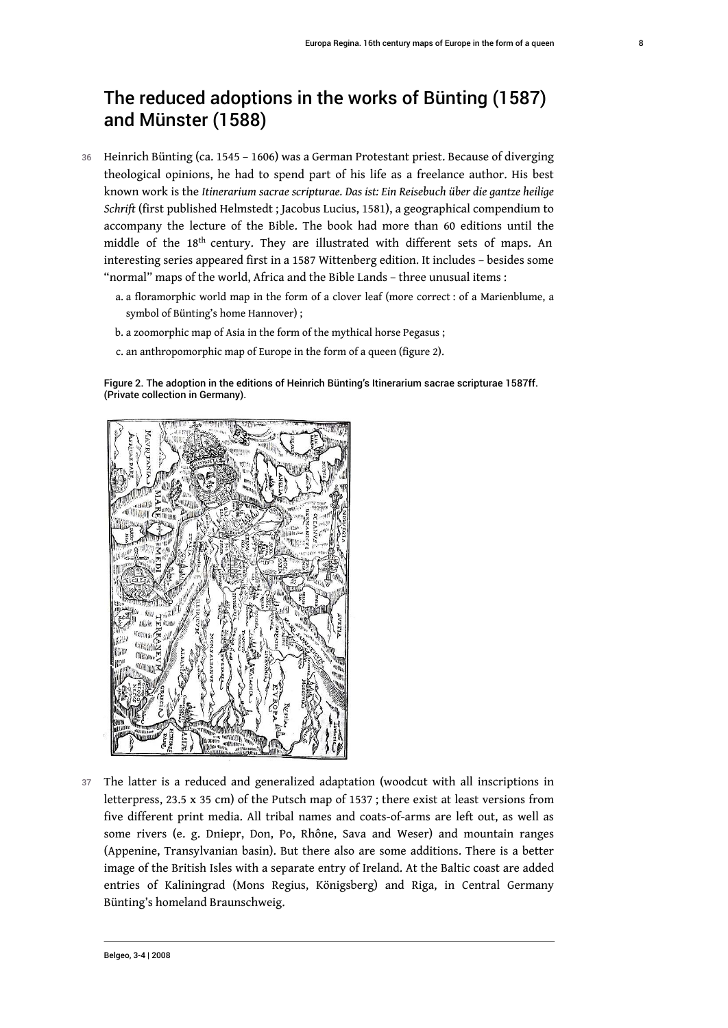## The reduced adoptions in the works of Bünting (1587) and Münster (1588)

36 Heinrich Bünting (ca. 1545 – 1606) was a German Protestant priest. Because of diverging theological opinions, he had to spend part of his life as a freelance author. His best known work is the *Itinerarium sacrae scripturae. Das ist: Ein Reisebuch über die gantze heilige Schrift* (first published Helmstedt ; Jacobus Lucius, 1581), a geographical compendium to accompany the lecture of the Bible. The book had more than 60 editions until the middle of the 18th century. They are illustrated with different sets of maps. An interesting series appeared first in a 1587 Wittenberg edition. It includes – besides some "normal" maps of the world, Africa and the Bible Lands – three unusual items :

a. a floramorphic world map in the form of a clover leaf (more correct : of a Marienblume, a symbol of Bünting's home Hannover) ;

b. a zoomorphic map of Asia in the form of the mythical horse Pegasus ;

c. an anthropomorphic map of Europe in the form of a queen (figure 2).

Figure 2. The adoption in the editions of Heinrich Bünting's Itinerarium sacrae scripturae 1587ff. (Private collection in Germany).

37 The latter is a reduced and generalized adaptation (woodcut with all inscriptions in letterpress, 23.5 x 35 cm) of the Putsch map of 1537 ; there exist at least versions from five different print media. All tribal names and coats-of-arms are left out, as well as some rivers (e. g. Dniepr, Don, Po, Rhône, Sava and Weser) and mountain ranges (Appenine, Transylvanian basin). But there also are some additions. There is a better image of the British Isles with a separate entry of Ireland. At the Baltic coast are added entries of Kaliningrad (Mons Regius, Königsberg) and Riga, in Central Germany Bünting's homeland Braunschweig.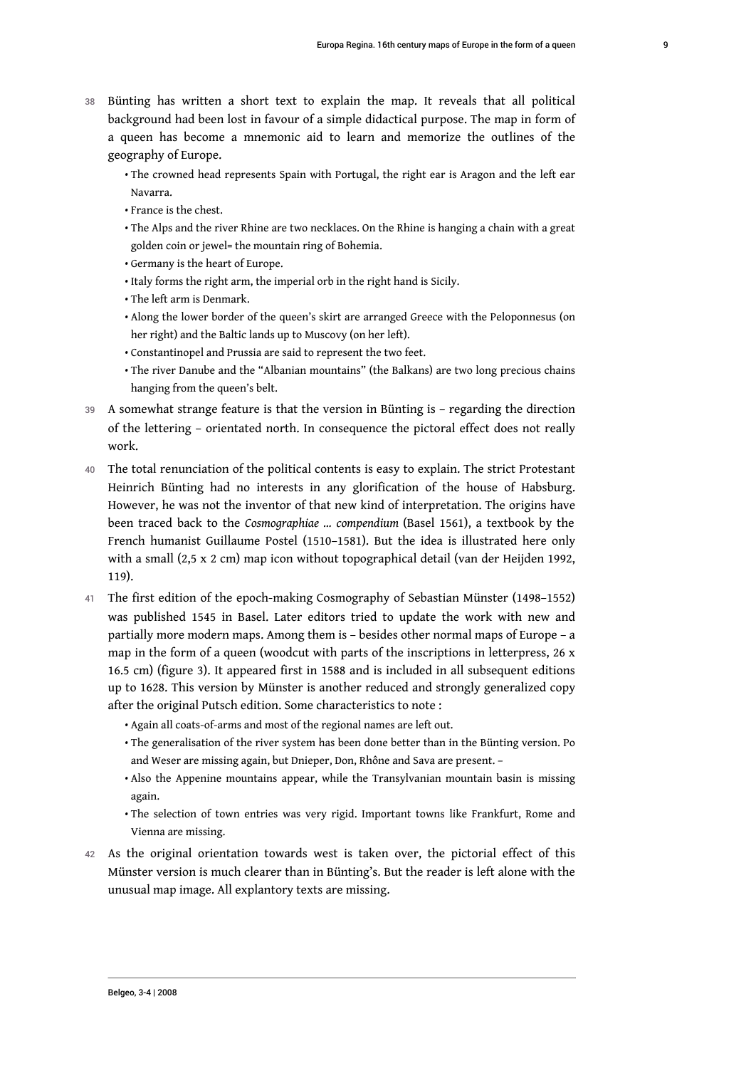38 Bünting has written a short text to explain the map. It reveals that all political background had been lost in favour of a simple didactical purpose. The map in form of a queen has become a mnemonic aid to learn and memorize the outlines of the geography of Europe.

- The crowned head represents Spain with Portugal, the right ear is Aragon and the left ear Navarra.
- France is the chest.
- The Alps and the river Rhine are two necklaces. On the Rhine is hanging a chain with a great golden coin or jewel= the mountain ring of Bohemia.
- Germany is the heart of Europe.
- Italy forms the right arm, the imperial orb in the right hand is Sicily.
- The left arm is Denmark.
- Along the lower border of the queen's skirt are arranged Greece with the Peloponnesus (on her right) and the Baltic lands up to Muscovy (on her left).
- Constantinopel and Prussia are said to represent the two feet.
- The river Danube and the "Albanian mountains" (the Balkans) are two long precious chains hanging from the queen's belt.

39 A somewhat strange feature is that the version in Bünting is – regarding the direction of the lettering – orientated north. In consequence the pictoral effect does not really work.

40 The total renunciation of the political contents is easy to explain. The strict Protestant Heinrich Bünting had no interests in any glorification of the house of Habsburg. However, he was not the inventor of that new kind of interpretation. The origins have been traced back to the *Cosmographiae ... compendium* (Basel 1561), a textbook by the French humanist Guillaume Postel (1510–1581). But the idea is illustrated here only with a small (2,5 x 2 cm) map icon without topographical detail (van der Heijden 1992, 119).

41 The first edition of the epoch-making Cosmography of Sebastian Münster (1498–1552) was published 1545 in Basel. Later editors tried to update the work with new and partially more modern maps. Among them is – besides other normal maps of Europe – a map in the form of a queen (woodcut with parts of the inscriptions in letterpress, 26 x 16.5 cm) (figure 3). It appeared first in 1588 and is included in all subsequent editions up to 1628. This version by Münster is another reduced and strongly generalized copy after the original Putsch edition. Some characteristics to note :

- Again all coats-of-arms and most of the regional names are left out.
- The generalisation of the river system has been done better than in the Bünting version. Po and Weser are missing again, but Dnieper, Don, Rhône and Sava are present. –
- Also the Appenine mountains appear, while the Transylvanian mountain basin is missing again.
- The selection of town entries was very rigid. Important towns like Frankfurt, Rome and Vienna are missing.

42 As the original orientation towards west is taken over, the pictorial effect of this Münster version is much clearer than in Bünting's. But the reader is left alone with the unusual map image. All explantory texts are missing.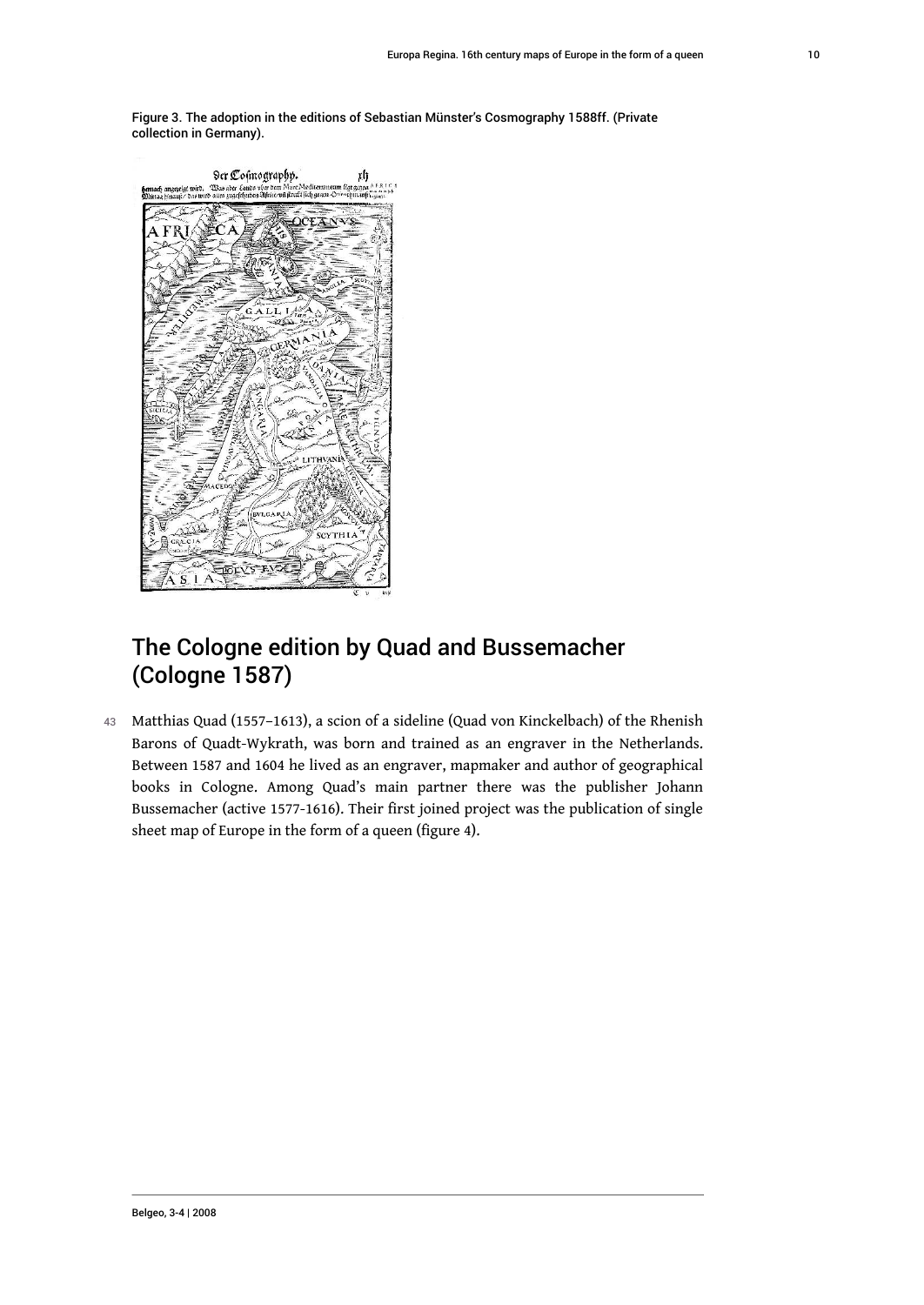Figure 3. The adoption in the editions of Sebastian Münster's Cosmography 1588ff. (Private collection in Germany).

## The Cologne edition by Quad and Bussemacher (Cologne 1587)

43 Matthias Quad (1557–1613), a scion of a sideline (Quad von Kinckelbach) of the Rhenish Barons of Quadt-Wykrath, was born and trained as an engraver in the Netherlands. Between 1587 and 1604 he lived as an engraver, mapmaker and author of geographical books in Cologne. Among Quad's main partner there was the publisher Johann Bussemacher (active 1577-1616). Their first joined project was the publication of single sheet map of Europe in the form of a queen (figure 4).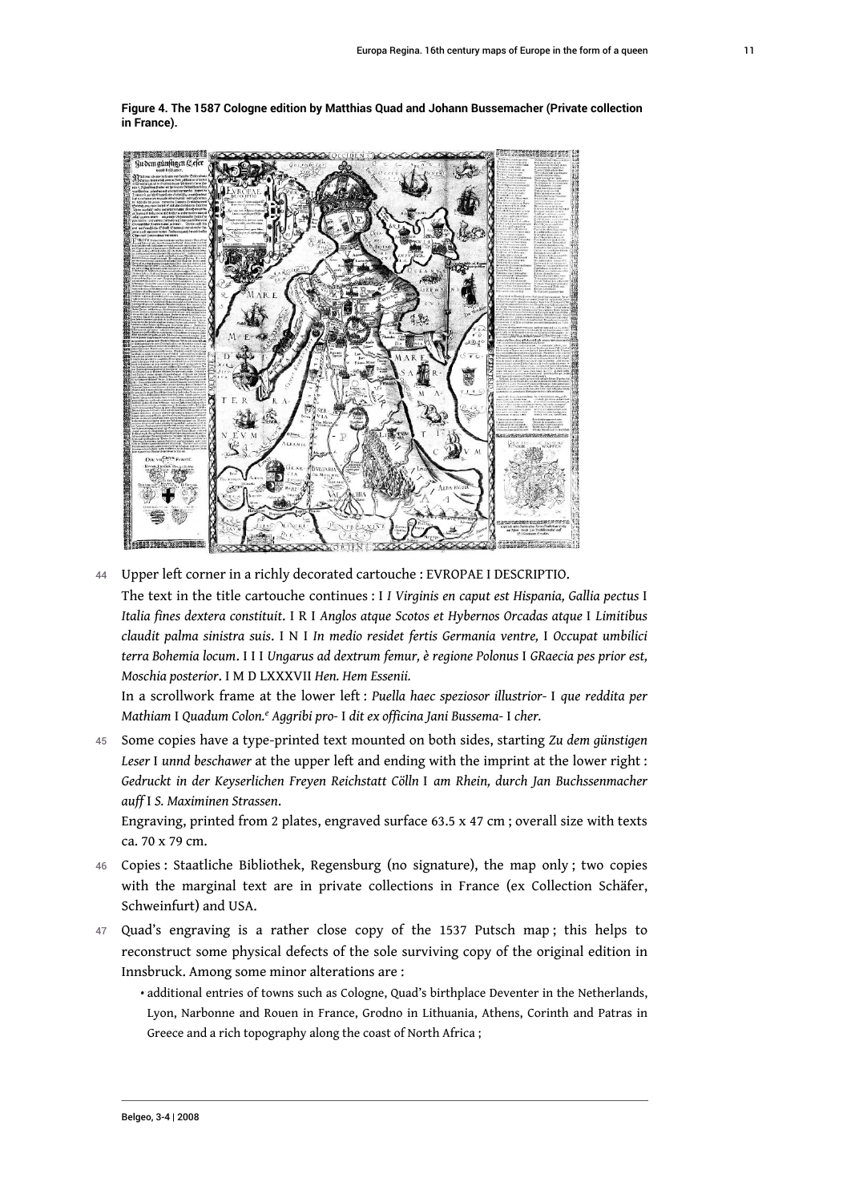**Figure 4. The 1587 Cologne edition by Matthias Quad and Johann Bussemacher (Private collection in France).**

44 Upper left corner in a richly decorated cartouche : EVROPAE I DESCRIPTIO.

The text in the title cartouche continues : I *I Virginis en caput est Hispania, Gallia pectus* I *Italia fines dextera constituit*. I R I *Anglos atque Scotos et Hybernos Orcadas atque* I *Limitibus claudit palma sinistra suis*. I N I *In medio residet fertis Germania ventre,* I *Occupat umbilici terra Bohemia locum*. I I I *Ungarus ad dextrum femur, è regione Polonus* I *GRaecia pes prior est, Moschia posterior*. I M D LXXXVII *Hen. Hem Essenii.*

In a scrollwork frame at the lower left : *Puella haec speziosor illustrior-* I *que reddita per Mathiam* I *Quadum Colon.[e] Aggribi pro-* I *dit ex officina Jani Bussema-* I *cher.*

45 Some copies have a type-printed text mounted on both sides, starting *Zu dem günstigen Leser* I *unnd beschawer* at the upper left and ending with the imprint at the lower right : *Gedruckt in der Keyserlichen Freyen Reichstatt Cölln* I *am Rhein, durch Jan Buchssenmacher auff* I *S. Maximinen Strassen*.

Engraving, printed from 2 plates, engraved surface 63.5 x 47 cm ; overall size with texts ca. 70 x 79 cm.

46 Copies : Staatliche Bibliothek, Regensburg (no signature), the map only ; two copies with the marginal text are in private collections in France (ex Collection Schäfer, Schweinfurt) and USA.

47 Quad's engraving is a rather close copy of the 1537 Putsch map ; this helps to reconstruct some physical defects of the sole surviving copy of the original edition in Innsbruck. Among some minor alterations are :

- additional entries of towns such as Cologne, Quad's birthplace Deventer in the Netherlands, Lyon, Narbonne and Rouen in France, Grodno in Lithuania, Athens, Corinth and Patras in Greece and a rich topography along the coast of North Africa ;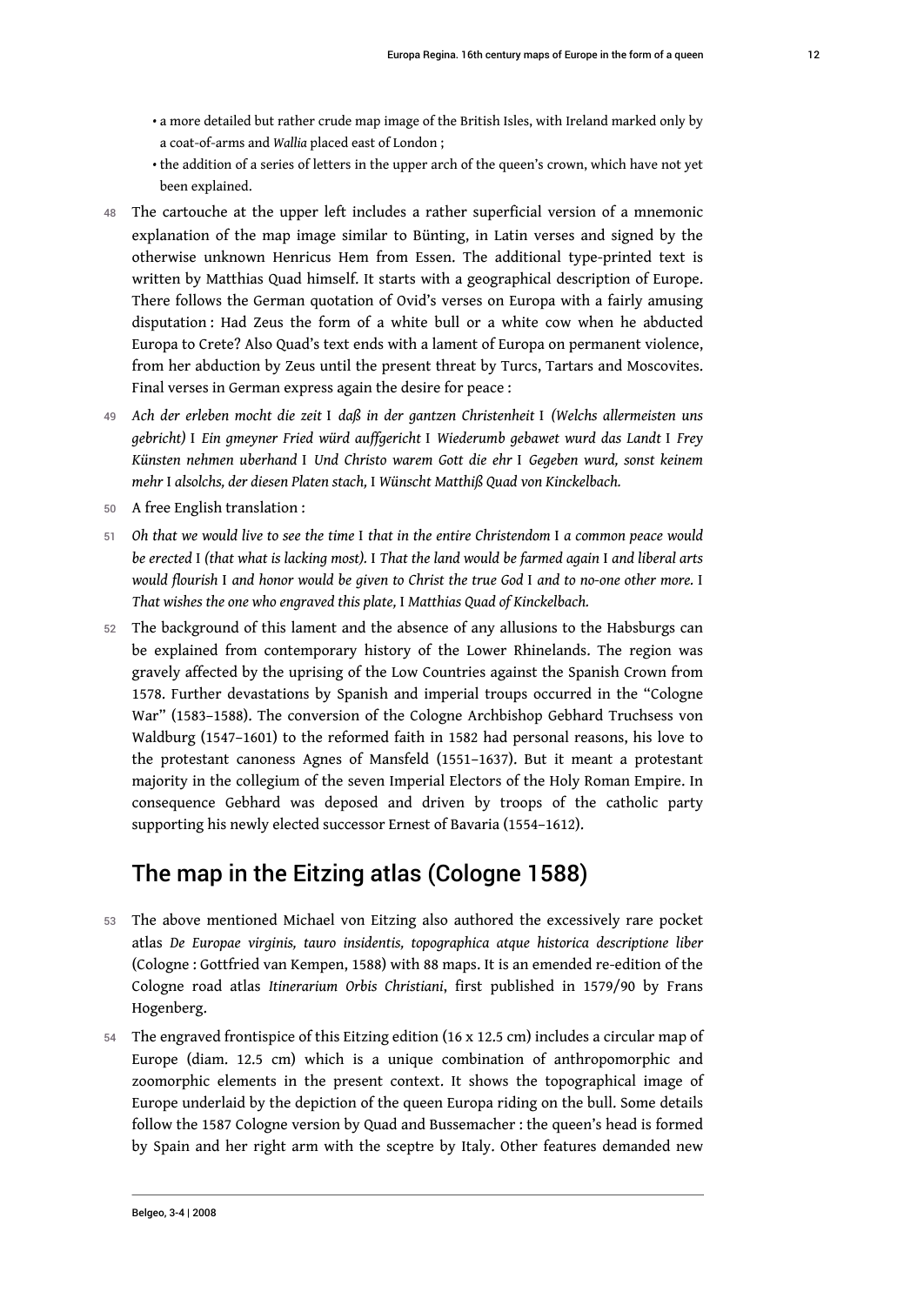- a more detailed but rather crude map image of the British Isles, with Ireland marked only by a coat-of-arms and *Wallia* placed east of London ;
- the addition of a series of letters in the upper arch of the queen's crown, which have not yet been explained.

48 The cartouche at the upper left includes a rather superficial version of a mnemonic explanation of the map image similar to Bünting, in Latin verses and signed by the otherwise unknown Henricus Hem from Essen. The additional type-printed text is written by Matthias Quad himself. It starts with a geographical description of Europe. There follows the German quotation of Ovid's verses on Europa with a fairly amusing disputation : Had Zeus the form of a white bull or a white cow when he abducted Europa to Crete? Also Quad's text ends with a lament of Europa on permanent violence, from her abduction by Zeus until the present threat by Turcs, Tartars and Moscovites. Final verses in German express again the desire for peace :

49 *Ach der erleben mocht die zeit* I *daß in der gantzen Christenheit* I *(Welchs allermeisten uns gebricht)* I *Ein gmeyner Fried würd auffgericht* I *Wiederumb gebawet wurd das Landt* I *Frey Künsten nehmen uberhand* I *Und Christo warem Gott die ehr* I *Gegeben wurd, sonst keinem mehr* I *alsolchs, der diesen Platen stach,* I *Wünscht Matthiß Quad von Kinckelbach.*

50 A free English translation :

51 *Oh that we would live to see the time* I *that in the entire Christendom* I *a common peace would be erected* I *(that what is lacking most).* I *That the land would be farmed again* I *and liberal arts would flourish* I *and honor would be given to Christ the true God* I *and to no-one other more.* I *That wishes the one who engraved this plate,* I *Matthias Quad of Kinckelbach.*

52 The background of this lament and the absence of any allusions to the Habsburgs can be explained from contemporary history of the Lower Rhinelands. The region was gravely affected by the uprising of the Low Countries against the Spanish Crown from 1578. Further devastations by Spanish and imperial troups occurred in the "Cologne War" (1583–1588). The conversion of the Cologne Archbishop Gebhard Truchsess von Waldburg (1547–1601) to the reformed faith in 1582 had personal reasons, his love to the protestant canoness Agnes of Mansfeld (1551–1637). But it meant a protestant majority in the collegium of the seven Imperial Electors of the Holy Roman Empire. In consequence Gebhard was deposed and driven by troops of the catholic party supporting his newly elected successor Ernest of Bavaria (1554–1612).

## The map in the Eitzing atlas (Cologne 1588)

53 The above mentioned Michael von Eitzing also authored the excessively rare pocket atlas *De Europae virginis, tauro insidentis, topographica atque historica descriptione liber* (Cologne : Gottfried van Kempen, 1588) with 88 maps. It is an emended re-edition of the Cologne road atlas *Itinerarium Orbis Christiani*, first published in 1579/90 by Frans Hogenberg.

54 The engraved frontispice of this Eitzing edition (16 x 12.5 cm) includes a circular map of Europe (diam. 12.5 cm) which is a unique combination of anthropomorphic and zoomorphic elements in the present context. It shows the topographical image of Europe underlaid by the depiction of the queen Europa riding on the bull. Some details follow the 1587 Cologne version by Quad and Bussemacher : the queen's head is formed by Spain and her right arm with the sceptre by Italy. Other features demanded new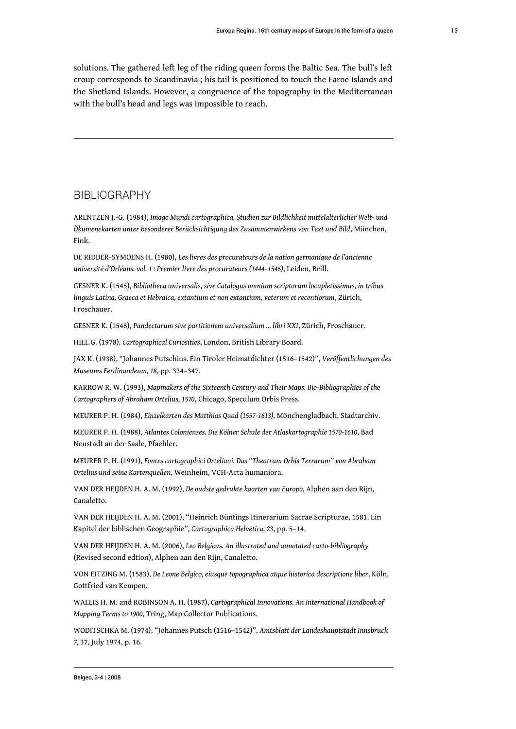solutions. The gathered left leg of the riding queen forms the Baltic Sea. The bull's left croup corresponds to Scandinavia ; his tail is positioned to touch the Faroe Islands and the Shetland Islands. However, a congruence of the topography in the Mediterranean with the bull's head and legs was impossible to reach.

---

## BIBLIOGRAPHY

ARENTZEN J.-G. (1984), *Imago Mundi cartographica. Studien zur Bildlichkeit mittelalterlicher Welt- und Ökumenekarten unter besonderer Berücksichtigung des Zusammenwirkens von Text und Bild*, München, Fink.

DE RIDDER-SYMOENS H. (1980), *Les livres des procurateurs de la nation germanique de l'ancienne université d'Orléans. vol. 1 : Premier livre des procurateurs (1444–1546)*, Leiden, Brill.

GESNER K. (1545), *Bibliotheca universalis, sive Catalogus omnium scriptorum locupletissimus, in tribus linguis Latina, Graeca et Hebraica, extantium et non extantium, veterum et recentiorum*, Zürich, Froschauer.

GESNER K. (1548), *Pandectarum sive partitionem universalium ... libri XXI*, Zürich, Froschauer.

HILL G. (1978). *Cartographical Curiosities*, London, British Library Board.

JAX K. (1938), "Johannes Putschius. Ein Tiroler Heimatdichter (1516–1542)", *Veröffentlichungen des Museums Ferdinandeum, 18*, pp. 334–347.

KARROW R. W. (1993), *Mapmakers of the Sixteenth Century and Their Maps. Bio-Bibliographies of the Cartographers of Abraham Ortelius, 1570*, Chicago, Speculum Orbis Press.

MEURER P. H. (1984), *Einzelkarten des Matthias Quad (1557-1613),* Mönchengladbach, Stadtarchiv.

MEURER P. H. (1988), *Atlantes Colonienses. Die Kölner Schule der Atlaskartographie 1570-1610*, Bad Neustadt an der Saale, Pfaehler.

MEURER P. H. (1991), *Fontes cartographici Orteliani. Das "Theatrum Orbis Terrarum" von Abraham Ortelius und seine Kartenquellen*, Weinheim, VCH-Acta humaniora.

VAN DER HEIJDEN H. A. M. (1992), *De oudste gedrukte kaarten van Europa,* Alphen aan den Rijn, Canaletto.

VAN DER HEIJDEN H. A. M. (2001), "Heinrich Büntings Itinerarium Sacrae Scripturae, 1581. Ein Kapitel der biblischen Geographie", *Cartographica Helvetica, 23*, pp. 5–14.

VAN DER HEIJDEN H. A. M. (2006), *Leo Belgicus. An illustrated and annotated carto-bibliography* (Revised second edtion), Alphen aan den Rijn, Canaletto.

VON EITZING M. (1583), *De Leone Belgico, eiusque topographica atque historica descriptione liber*, Köln, Gottfried van Kempen.

WALLIS H. M. and ROBINSON A. H. (1987), *Cartographical Innovations. An International Handbook of Mapping Terms to 1900*, Tring, Map Collector Publications.

WODITSCHKA M. (1974), "Johannes Putsch (1516–1542)", *Amtsblatt der Landeshauptstadt Innsbruck 7,* 37, July 1974, p. 16.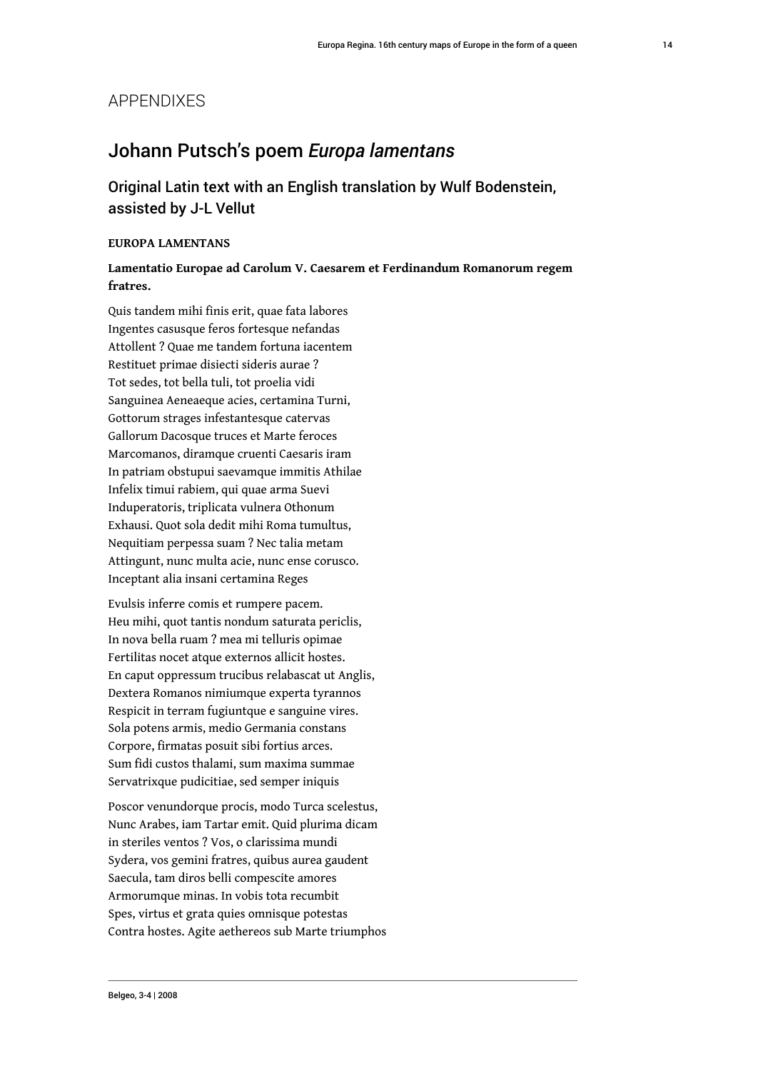# APPENDIXES

## Johann Putsch's poem *Europa lamentans*

### Original Latin text with an English translation by Wulf Bodenstein, assisted by J-L Vellut

**EUROPA LAMENTANS**

**Lamentatio Europae ad Carolum V. Caesarem et Ferdinandum Romanorum regem fratres.**

Quis tandem mihi finis erit, quae fata labores
Ingentes casusque feros fortesque nefandas
Attollent ? Quae me tandem fortuna iacentem
Restituet primae disiecti sideris aurae ?
Tot sedes, tot bella tuli, tot proelia vidi
Sanguinea Aeneaeque acies, certamina Turni,
Gottorum strages infestantesque catervas
Gallorum Dacosque truces et Marte feroces
Marcomanos, diramque cruenti Caesaris iram
In patriam obstupui saevamque immitis Athilae
Infelix timui rabiem, qui quae arma Suevi
Induperatoris, triplicata vulnera Othonum
Exhausi. Quot sola dedit mihi Roma tumultus,
Nequitiam perpessa suam ? Nec talia metam
Attingunt, nunc multa acie, nunc ense corusco.
Inceptant alia insani certamina Reges

Evulsis inferre comis et rumpere pacem.
Heu mihi, quot tantis nondum saturata periclis,
In nova bella ruam ? mea mi telluris opimae
Fertilitas nocet atque externos allicit hostes.
En caput oppressum trucibus relabascat ut Anglis,
Dextera Romanos nimiumque experta tyrannos
Respicit in terram fugiuntque e sanguine vires.
Sola potens armis, medio Germania constans
Corpore, firmatas posuit sibi fortius arces.
Sum fidi custos thalami, sum maxima summae
Servatrixque pudicitiae, sed semper iniquis

Poscor venundorque procis, modo Turca scelestus,
Nunc Arabes, iam Tartar emit. Quid plurima dicam
in steriles ventos ? Vos, o clarissima mundi
Sydera, vos gemini fratres, quibus aurea gaudent
Saecula, tam diros belli compescite amores
Armorumque minas. In vobis tota recumbit
Spes, virtus et grata quies omnisque potestas
Contra hostes. Agite aethereos sub Marte triumphos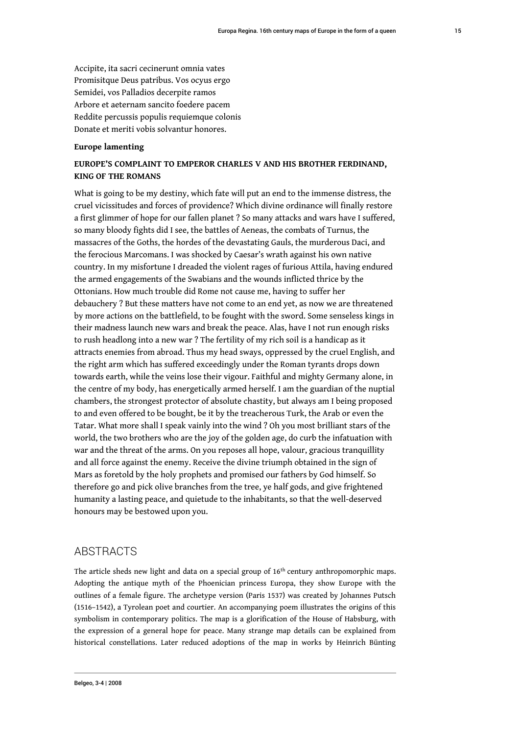Accipite, ita sacri cecinerunt omnia vates
Promisitque Deus patribus. Vos ocyus ergo
Semidei, vos Palladios decerpite ramos
Arbore et aeternam sancito foedere pacem
Reddite percussis populis requiemque colonis
Donate et meriti vobis solvantur honores.

**Europe lamenting**

**EUROPE'S COMPLAINT TO EMPEROR CHARLES V AND HIS BROTHER FERDINAND, KING OF THE ROMANS**

What is going to be my destiny, which fate will put an end to the immense distress, the cruel vicissitudes and forces of providence? Which divine ordinance will finally restore a first glimmer of hope for our fallen planet ? So many attacks and wars have I suffered, so many bloody fights did I see, the battles of Aeneas, the combats of Turnus, the massacres of the Goths, the hordes of the devastating Gauls, the murderous Daci, and the ferocious Marcomans. I was shocked by Caesar's wrath against his own native country. In my misfortune I dreaded the violent rages of furious Attila, having endured the armed engagements of the Swabians and the wounds inflicted thrice by the Ottonians. How much trouble did Rome not cause me, having to suffer her debauchery ? But these matters have not come to an end yet, as now we are threatened by more actions on the battlefield, to be fought with the sword. Some senseless kings in their madness launch new wars and break the peace. Alas, have I not run enough risks to rush headlong into a new war ? The fertility of my rich soil is a handicap as it attracts enemies from abroad. Thus my head sways, oppressed by the cruel English, and the right arm which has suffered exceedingly under the Roman tyrants drops down towards earth, while the veins lose their vigour. Faithful and mighty Germany alone, in the centre of my body, has energetically armed herself. I am the guardian of the nuptial chambers, the strongest protector of absolute chastity, but always am I being proposed to and even offered to be bought, be it by the treacherous Turk, the Arab or even the Tatar. What more shall I speak vainly into the wind ? Oh you most brilliant stars of the world, the two brothers who are the joy of the golden age, do curb the infatuation with war and the threat of the arms. On you reposes all hope, valour, gracious tranquillity and all force against the enemy. Receive the divine triumph obtained in the sign of Mars as foretold by the holy prophets and promised our fathers by God himself. So therefore go and pick olive branches from the tree, ye half gods, and give frightened humanity a lasting peace, and quietude to the inhabitants, so that the well-deserved honours may be bestowed upon you.

## ABSTRACTS

The article sheds new light and data on a special group of 16th century anthropomorphic maps. Adopting the antique myth of the Phoenician princess Europa, they show Europe with the outlines of a female figure. The archetype version (Paris 1537) was created by Johannes Putsch (1516–1542), a Tyrolean poet and courtier. An accompanying poem illustrates the origins of this symbolism in contemporary politics. The map is a glorification of the House of Habsburg, with the expression of a general hope for peace. Many strange map details can be explained from historical constellations. Later reduced adoptions of the map in works by Heinrich Bünting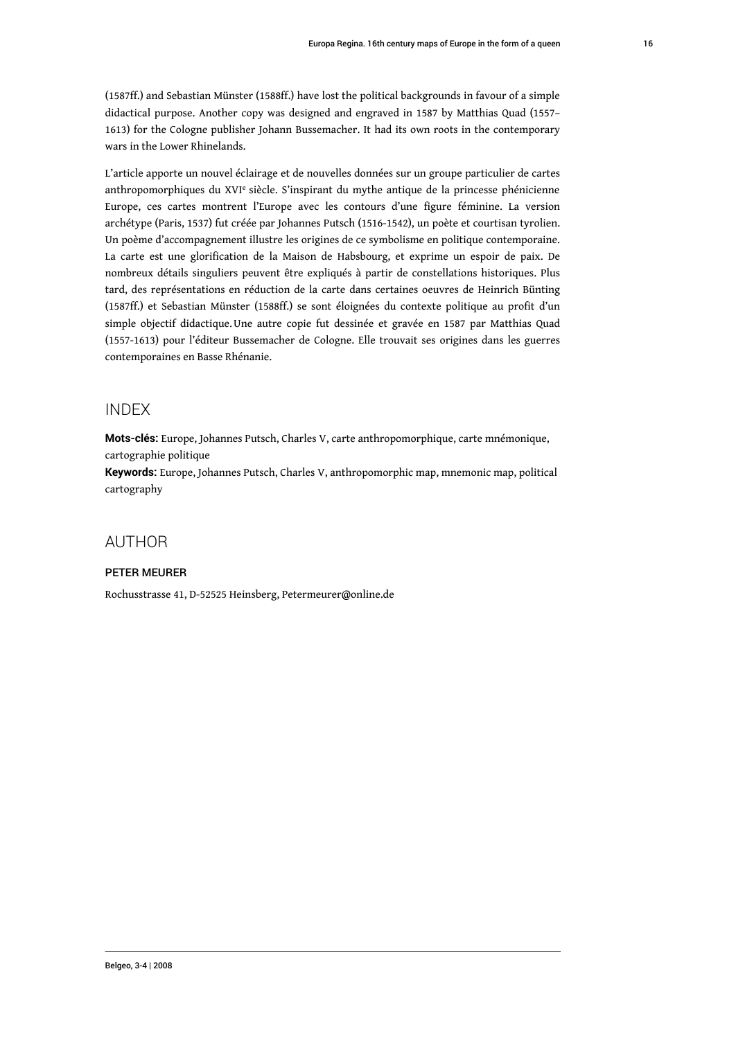(1587ff.) and Sebastian Münster (1588ff.) have lost the political backgrounds in favour of a simple didactical purpose. Another copy was designed and engraved in 1587 by Matthias Quad (1557–1613) for the Cologne publisher Johann Bussemacher. It had its own roots in the contemporary wars in the Lower Rhinelands.

L'article apporte un nouvel éclairage et de nouvelles données sur un groupe particulier de cartes anthropomorphiques du XVIe siècle. S'inspirant du mythe antique de la princesse phénicienne Europe, ces cartes montrent l'Europe avec les contours d'une figure féminine. La version archétype (Paris, 1537) fut créée par Johannes Putsch (1516-1542), un poète et courtisan tyrolien. Un poème d'accompagnement illustre les origines de ce symbolisme en politique contemporaine. La carte est une glorification de la Maison de Habsbourg, et exprime un espoir de paix. De nombreux détails singuliers peuvent être expliqués à partir de constellations historiques. Plus tard, des représentations en réduction de la carte dans certaines oeuvres de Heinrich Bünting (1587ff.) et Sebastian Münster (1588ff.) se sont éloignées du contexte politique au profit d'un simple objectif didactique. Une autre copie fut dessinée et gravée en 1587 par Matthias Quad (1557-1613) pour l'éditeur Bussemacher de Cologne. Elle trouvait ses origines dans les guerres contemporaines en Basse Rhénanie.

## INDEX

**Mots-clés:** Europe, Johannes Putsch, Charles V, carte anthropomorphique, carte mnémonique, cartographie politique

**Keywords:** Europe, Johannes Putsch, Charles V, anthropomorphic map, mnemonic map, political cartography

## AUTHOR

### PETER MEURER

Rochusstrasse 41, D-52525 Heinsberg, Petermeurer@online.de